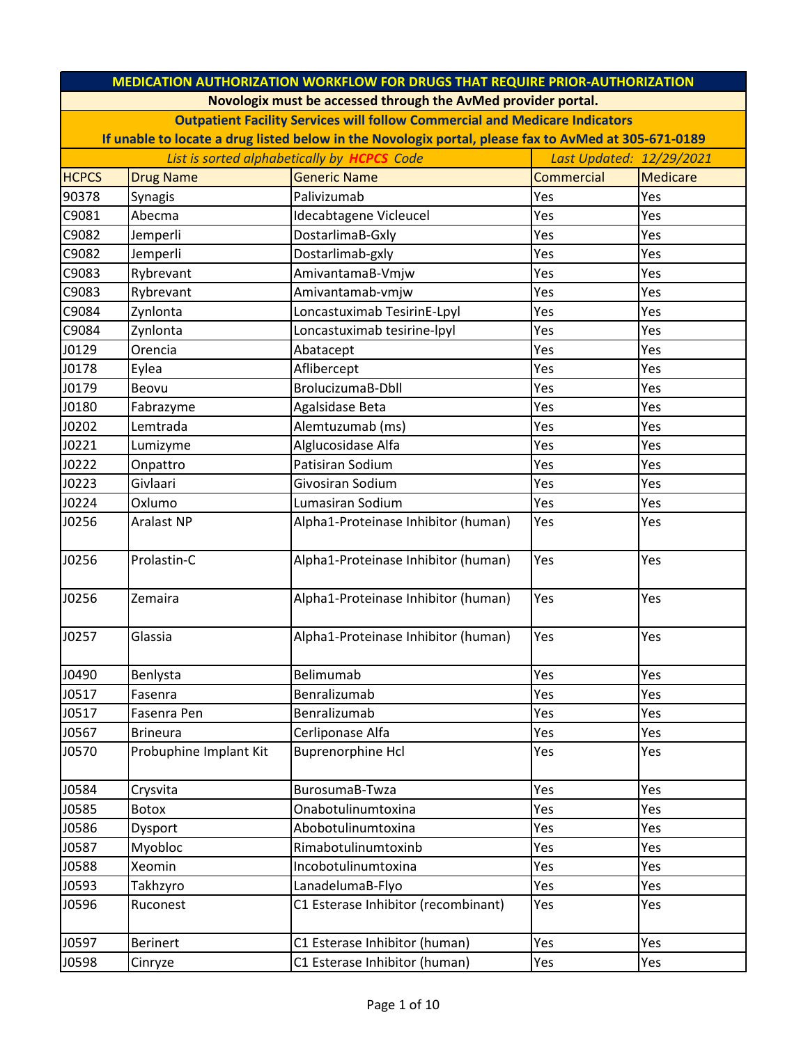| MEDICATION AUTHORIZATION WORKFLOW FOR DRUGS THAT REQUIRE PRIOR-AUTHORIZATION | | | | |
|---|---|---|---|---|
| **Novologix must be accessed through the AvMed provider portal.** | | | | |
| **Outpatient Facility Services will follow Commercial and Medicare Indicators** | | | | |
| **If unable to locate a drug listed below in the Novologix portal, please fax to AvMed at 305-671-0189** | | | | |
| *List is sorted alphabetically by **HCPCS** Code* | | | *Last Updated: 12/29/2021* | |
| HCPCS | Drug Name | Generic Name | Commercial | Medicare |
| 90378 | Synagis | Palivizumab | Yes | Yes |
| C9081 | Abecma | Idecabtagene Vicleucel | Yes | Yes |
| C9082 | Jemperli | DostarlimaB-Gxly | Yes | Yes |
| C9082 | Jemperli | Dostarlimab-gxly | Yes | Yes |
| C9083 | Rybrevant | AmivantamaB-Vmjw | Yes | Yes |
| C9083 | Rybrevant | Amivantamab-vmjw | Yes | Yes |
| C9084 | Zynlonta | Loncastuximab TesirinE-Lpyl | Yes | Yes |
| C9084 | Zynlonta | Loncastuximab tesirine-lpyl | Yes | Yes |
| J0129 | Orencia | Abatacept | Yes | Yes |
| J0178 | Eylea | Aflibercept | Yes | Yes |
| J0179 | Beovu | BrolucizumaB-Dbll | Yes | Yes |
| J0180 | Fabrazyme | Agalsidase Beta | Yes | Yes |
| J0202 | Lemtrada | Alemtuzumab (ms) | Yes | Yes |
| J0221 | Lumizyme | Alglucosidase Alfa | Yes | Yes |
| J0222 | Onpattro | Patisiran Sodium | Yes | Yes |
| J0223 | Givlaari | Givosiran Sodium | Yes | Yes |
| J0224 | Oxlumo | Lumasiran Sodium | Yes | Yes |
| J0256 | Aralast NP | Alpha1-Proteinase Inhibitor (human) | Yes | Yes |
| J0256 | Prolastin-C | Alpha1-Proteinase Inhibitor (human) | Yes | Yes |
| J0256 | Zemaira | Alpha1-Proteinase Inhibitor (human) | Yes | Yes |
| J0257 | Glassia | Alpha1-Proteinase Inhibitor (human) | Yes | Yes |
| J0490 | Benlysta | Belimumab | Yes | Yes |
| J0517 | Fasenra | Benralizumab | Yes | Yes |
| J0517 | Fasenra Pen | Benralizumab | Yes | Yes |
| J0567 | Brineura | Cerliponase Alfa | Yes | Yes |
| J0570 | Probuphine Implant Kit | Buprenorphine Hcl | Yes | Yes |
| J0584 | Crysvita | BurosumaB-Twza | Yes | Yes |
| J0585 | Botox | Onabotulinumtoxina | Yes | Yes |
| J0586 | Dysport | Abobotulinumtoxina | Yes | Yes |
| J0587 | Myobloc | Rimabotulinumtoxinb | Yes | Yes |
| J0588 | Xeomin | Incobotulinumtoxina | Yes | Yes |
| J0593 | Takhzyro | LanadelumaB-Flyo | Yes | Yes |
| J0596 | Ruconest | C1 Esterase Inhibitor (recombinant) | Yes | Yes |
| J0597 | Berinert | C1 Esterase Inhibitor (human) | Yes | Yes |
| J0598 | Cinryze | C1 Esterase Inhibitor (human) | Yes | Yes |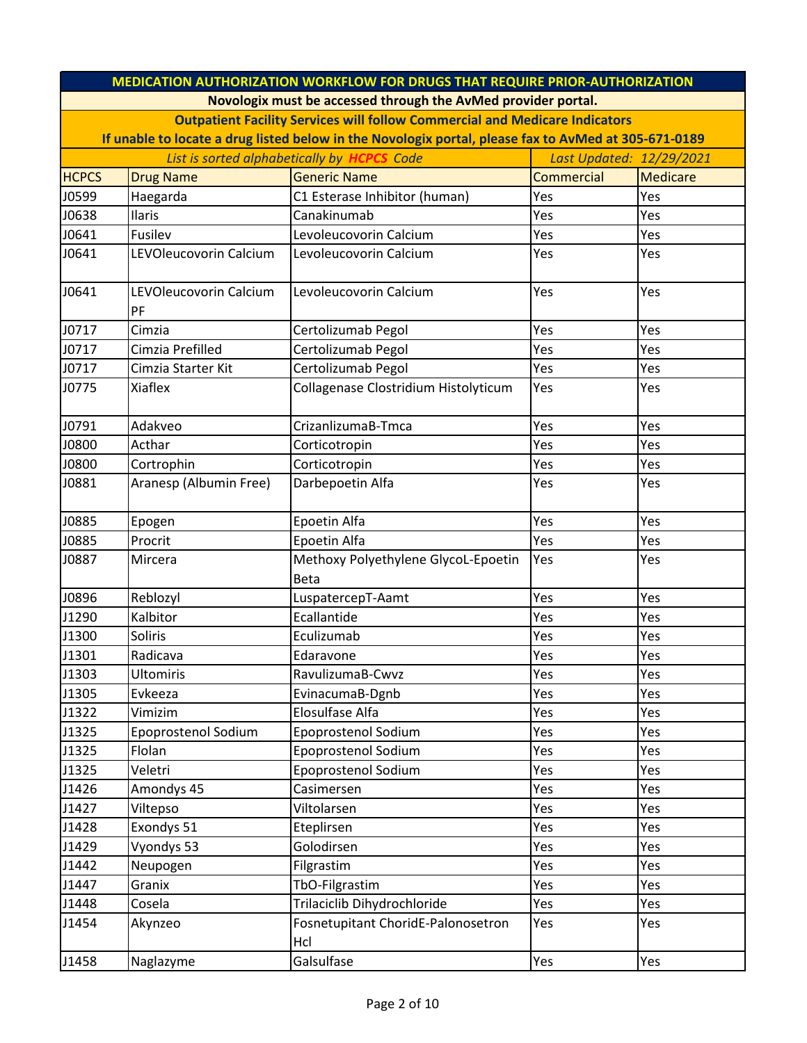| MEDICATION AUTHORIZATION WORKFLOW FOR DRUGS THAT REQUIRE PRIOR-AUTHORIZATION | | | | |
|---|---|---|---|---|
| Novologix must be accessed through the AvMed provider portal. | | | | |
| Outpatient Facility Services will follow Commercial and Medicare Indicators | | | | |
| If unable to locate a drug listed below in the Novologix portal, please fax to AvMed at 305-671-0189 | | | | |
| *List is sorted alphabetically by **HCPCS** Code* | | | *Last Updated: 12/29/2021* | |
| HCPCS | Drug Name | Generic Name | Commercial | Medicare |
| J0599 | Haegarda | C1 Esterase Inhibitor (human) | Yes | Yes |
| J0638 | Ilaris | Canakinumab | Yes | Yes |
| J0641 | Fusilev | Levoleucovorin Calcium | Yes | Yes |
| J0641 | LEVOleucovorin Calcium | Levoleucovorin Calcium | Yes | Yes |
| J0641 | LEVOleucovorin Calcium PF | Levoleucovorin Calcium | Yes | Yes |
| J0717 | Cimzia | Certolizumab Pegol | Yes | Yes |
| J0717 | Cimzia Prefilled | Certolizumab Pegol | Yes | Yes |
| J0717 | Cimzia Starter Kit | Certolizumab Pegol | Yes | Yes |
| J0775 | Xiaflex | Collagenase Clostridium Histolyticum | Yes | Yes |
| J0791 | Adakveo | CrizanlizumaB-Tmca | Yes | Yes |
| J0800 | Acthar | Corticotropin | Yes | Yes |
| J0800 | Cortrophin | Corticotropin | Yes | Yes |
| J0881 | Aranesp (Albumin Free) | Darbepoetin Alfa | Yes | Yes |
| J0885 | Epogen | Epoetin Alfa | Yes | Yes |
| J0885 | Procrit | Epoetin Alfa | Yes | Yes |
| J0887 | Mircera | Methoxy Polyethylene GlycoL-Epoetin Beta | Yes | Yes |
| J0896 | Reblozyl | LuspatercepT-Aamt | Yes | Yes |
| J1290 | Kalbitor | Ecallantide | Yes | Yes |
| J1300 | Soliris | Eculizumab | Yes | Yes |
| J1301 | Radicava | Edaravone | Yes | Yes |
| J1303 | Ultomiris | RavulizumaB-Cwvz | Yes | Yes |
| J1305 | Evkeeza | EvinacumaB-Dgnb | Yes | Yes |
| J1322 | Vimizim | Elosulfase Alfa | Yes | Yes |
| J1325 | Epoprostenol Sodium | Epoprostenol Sodium | Yes | Yes |
| J1325 | Flolan | Epoprostenol Sodium | Yes | Yes |
| J1325 | Veletri | Epoprostenol Sodium | Yes | Yes |
| J1426 | Amondys 45 | Casimersen | Yes | Yes |
| J1427 | Viltepso | Viltolarsen | Yes | Yes |
| J1428 | Exondys 51 | Eteplirsen | Yes | Yes |
| J1429 | Vyondys 53 | Golodirsen | Yes | Yes |
| J1442 | Neupogen | Filgrastim | Yes | Yes |
| J1447 | Granix | TbO-Filgrastim | Yes | Yes |
| J1448 | Cosela | Trilaciclib Dihydrochloride | Yes | Yes |
| J1454 | Akynzeo | Fosnetupitant ChoridE-Palonosetron Hcl | Yes | Yes |
| J1458 | Naglazyme | Galsulfase | Yes | Yes |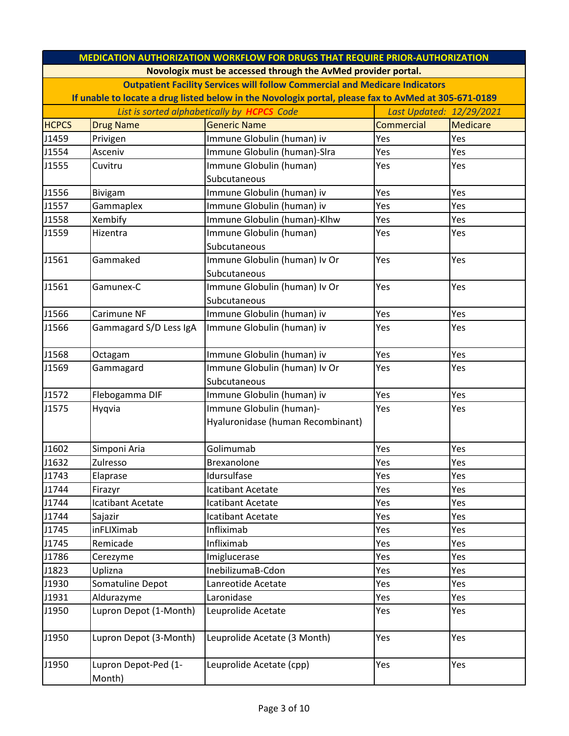| MEDICATION AUTHORIZATION WORKFLOW FOR DRUGS THAT REQUIRE PRIOR-AUTHORIZATION | | | | |
|---|---|---|---|---|
| Novologix must be accessed through the AvMed provider portal. | | | | |
| Outpatient Facility Services will follow Commercial and Medicare Indicators | | | | |
| If unable to locate a drug listed below in the Novologix portal, please fax to AvMed at 305-671-0189 | | | | |
| *List is sorted alphabetically by **HCPCS** Code* | | | *Last Updated: 12/29/2021* | |
| HCPCS | Drug Name | Generic Name | Commercial | Medicare |
| J1459 | Privigen | Immune Globulin (human) iv | Yes | Yes |
| J1554 | Asceniv | Immune Globulin (human)-Slra | Yes | Yes |
| J1555 | Cuvitru | Immune Globulin (human) Subcutaneous | Yes | Yes |
| J1556 | Bivigam | Immune Globulin (human) iv | Yes | Yes |
| J1557 | Gammaplex | Immune Globulin (human) iv | Yes | Yes |
| J1558 | Xembify | Immune Globulin (human)-Klhw | Yes | Yes |
| J1559 | Hizentra | Immune Globulin (human) Subcutaneous | Yes | Yes |
| J1561 | Gammaked | Immune Globulin (human) Iv Or Subcutaneous | Yes | Yes |
| J1561 | Gamunex-C | Immune Globulin (human) Iv Or Subcutaneous | Yes | Yes |
| J1566 | Carimune NF | Immune Globulin (human) iv | Yes | Yes |
| J1566 | Gammagard S/D Less IgA | Immune Globulin (human) iv | Yes | Yes |
| J1568 | Octagam | Immune Globulin (human) iv | Yes | Yes |
| J1569 | Gammagard | Immune Globulin (human) Iv Or Subcutaneous | Yes | Yes |
| J1572 | Flebogamma DIF | Immune Globulin (human) iv | Yes | Yes |
| J1575 | Hyqvia | Immune Globulin (human)-Hyaluronidase (human Recombinant) | Yes | Yes |
| J1602 | Simponi Aria | Golimumab | Yes | Yes |
| J1632 | Zulresso | Brexanolone | Yes | Yes |
| J1743 | Elaprase | Idursulfase | Yes | Yes |
| J1744 | Firazyr | Icatibant Acetate | Yes | Yes |
| J1744 | Icatibant Acetate | Icatibant Acetate | Yes | Yes |
| J1744 | Sajazir | Icatibant Acetate | Yes | Yes |
| J1745 | inFLIXimab | Infliximab | Yes | Yes |
| J1745 | Remicade | Infliximab | Yes | Yes |
| J1786 | Cerezyme | Imiglucerase | Yes | Yes |
| J1823 | Uplizna | InebilizumaB-Cdon | Yes | Yes |
| J1930 | Somatuline Depot | Lanreotide Acetate | Yes | Yes |
| J1931 | Aldurazyme | Laronidase | Yes | Yes |
| J1950 | Lupron Depot (1-Month) | Leuprolide Acetate | Yes | Yes |
| J1950 | Lupron Depot (3-Month) | Leuprolide Acetate (3 Month) | Yes | Yes |
| J1950 | Lupron Depot-Ped (1-Month) | Leuprolide Acetate (cpp) | Yes | Yes |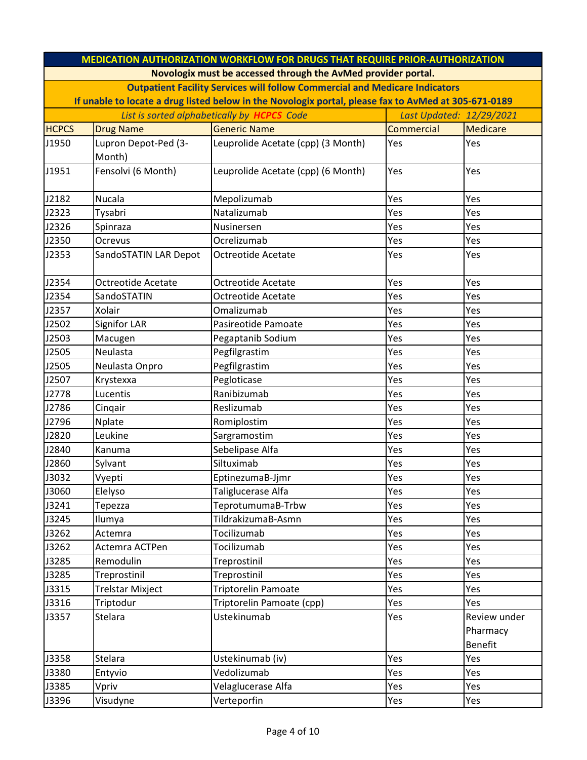# MEDICATION AUTHORIZATION WORKFLOW FOR DRUGS THAT REQUIRE PRIOR-AUTHORIZATION

**Novologix must be accessed through the AvMed provider portal.**

**Outpatient Facility Services will follow Commercial and Medicare Indicators**

**If unable to locate a drug listed below in the Novologix portal, please fax to AvMed at 305-671-0189**

*List is sorted alphabetically by* ***HCPCS*** *Code* — *Last Updated: 12/29/2021*

| HCPCS | Drug Name | Generic Name | Commercial | Medicare |
|---|---|---|---|---|
| J1950 | Lupron Depot-Ped (3-Month) | Leuprolide Acetate (cpp) (3 Month) | Yes | Yes |
| J1951 | Fensolvi (6 Month) | Leuprolide Acetate (cpp) (6 Month) | Yes | Yes |
| J2182 | Nucala | Mepolizumab | Yes | Yes |
| J2323 | Tysabri | Natalizumab | Yes | Yes |
| J2326 | Spinraza | Nusinersen | Yes | Yes |
| J2350 | Ocrevus | Ocrelizumab | Yes | Yes |
| J2353 | SandoSTATIN LAR Depot | Octreotide Acetate | Yes | Yes |
| J2354 | Octreotide Acetate | Octreotide Acetate | Yes | Yes |
| J2354 | SandoSTATIN | Octreotide Acetate | Yes | Yes |
| J2357 | Xolair | Omalizumab | Yes | Yes |
| J2502 | Signifor LAR | Pasireotide Pamoate | Yes | Yes |
| J2503 | Macugen | Pegaptanib Sodium | Yes | Yes |
| J2505 | Neulasta | Pegfilgrastim | Yes | Yes |
| J2505 | Neulasta Onpro | Pegfilgrastim | Yes | Yes |
| J2507 | Krystexxa | Pegloticase | Yes | Yes |
| J2778 | Lucentis | Ranibizumab | Yes | Yes |
| J2786 | Cinqair | Reslizumab | Yes | Yes |
| J2796 | Nplate | Romiplostim | Yes | Yes |
| J2820 | Leukine | Sargramostim | Yes | Yes |
| J2840 | Kanuma | Sebelipase Alfa | Yes | Yes |
| J2860 | Sylvant | Siltuximab | Yes | Yes |
| J3032 | Vyepti | EptinezumaB-Jjmr | Yes | Yes |
| J3060 | Elelyso | Taliglucerase Alfa | Yes | Yes |
| J3241 | Tepezza | TeprotumumaB-Trbw | Yes | Yes |
| J3245 | Ilumya | TildrakizumaB-Asmn | Yes | Yes |
| J3262 | Actemra | Tocilizumab | Yes | Yes |
| J3262 | Actemra ACTPen | Tocilizumab | Yes | Yes |
| J3285 | Remodulin | Treprostinil | Yes | Yes |
| J3285 | Treprostinil | Treprostinil | Yes | Yes |
| J3315 | Trelstar Mixject | Triptorelin Pamoate | Yes | Yes |
| J3316 | Triptodur | Triptorelin Pamoate (cpp) | Yes | Yes |
| J3357 | Stelara | Ustekinumab | Yes | Review under Pharmacy Benefit |
| J3358 | Stelara | Ustekinumab (iv) | Yes | Yes |
| J3380 | Entyvio | Vedolizumab | Yes | Yes |
| J3385 | Vpriv | Velaglucerase Alfa | Yes | Yes |
| J3396 | Visudyne | Verteporfin | Yes | Yes |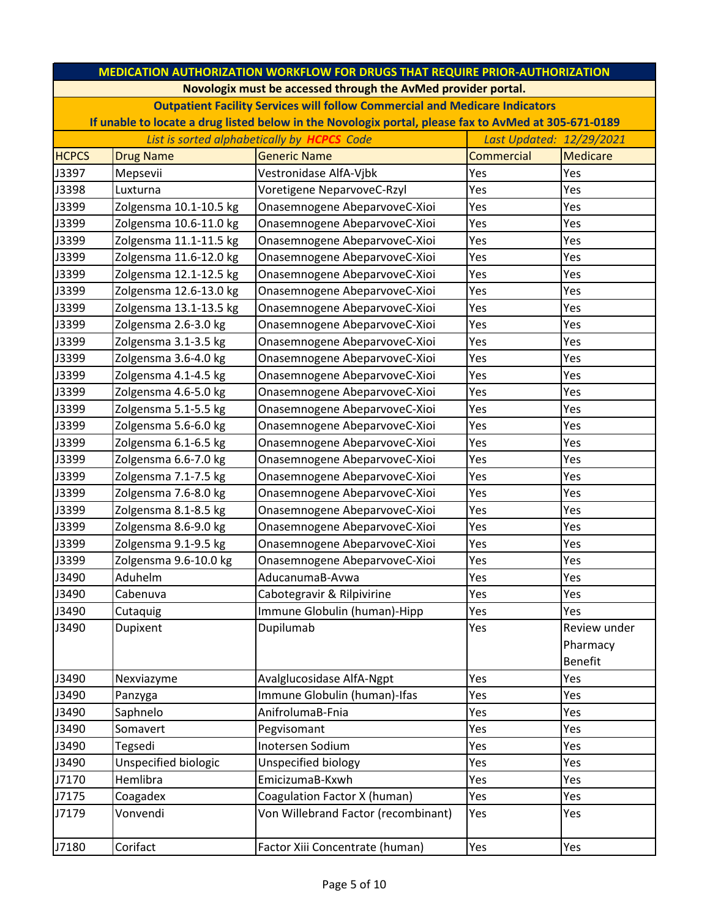| MEDICATION AUTHORIZATION WORKFLOW FOR DRUGS THAT REQUIRE PRIOR-AUTHORIZATION | | | | |
|---|---|---|---|---|
| Novologix must be accessed through the AvMed provider portal. | | | | |
| Outpatient Facility Services will follow Commercial and Medicare Indicators | | | | |
| If unable to locate a drug listed below in the Novologix portal, please fax to AvMed at 305-671-0189 | | | | |
| *List is sorted alphabetically by **HCPCS** Code* | | | *Last Updated: 12/29/2021* | |
| HCPCS | Drug Name | Generic Name | Commercial | Medicare |
| J3397 | Mepsevii | Vestronidase AlfA-Vjbk | Yes | Yes |
| J3398 | Luxturna | Voretigene NeparvoveC-Rzyl | Yes | Yes |
| J3399 | Zolgensma 10.1-10.5 kg | Onasemnogene AbeparvoveC-Xioi | Yes | Yes |
| J3399 | Zolgensma 10.6-11.0 kg | Onasemnogene AbeparvoveC-Xioi | Yes | Yes |
| J3399 | Zolgensma 11.1-11.5 kg | Onasemnogene AbeparvoveC-Xioi | Yes | Yes |
| J3399 | Zolgensma 11.6-12.0 kg | Onasemnogene AbeparvoveC-Xioi | Yes | Yes |
| J3399 | Zolgensma 12.1-12.5 kg | Onasemnogene AbeparvoveC-Xioi | Yes | Yes |
| J3399 | Zolgensma 12.6-13.0 kg | Onasemnogene AbeparvoveC-Xioi | Yes | Yes |
| J3399 | Zolgensma 13.1-13.5 kg | Onasemnogene AbeparvoveC-Xioi | Yes | Yes |
| J3399 | Zolgensma 2.6-3.0 kg | Onasemnogene AbeparvoveC-Xioi | Yes | Yes |
| J3399 | Zolgensma 3.1-3.5 kg | Onasemnogene AbeparvoveC-Xioi | Yes | Yes |
| J3399 | Zolgensma 3.6-4.0 kg | Onasemnogene AbeparvoveC-Xioi | Yes | Yes |
| J3399 | Zolgensma 4.1-4.5 kg | Onasemnogene AbeparvoveC-Xioi | Yes | Yes |
| J3399 | Zolgensma 4.6-5.0 kg | Onasemnogene AbeparvoveC-Xioi | Yes | Yes |
| J3399 | Zolgensma 5.1-5.5 kg | Onasemnogene AbeparvoveC-Xioi | Yes | Yes |
| J3399 | Zolgensma 5.6-6.0 kg | Onasemnogene AbeparvoveC-Xioi | Yes | Yes |
| J3399 | Zolgensma 6.1-6.5 kg | Onasemnogene AbeparvoveC-Xioi | Yes | Yes |
| J3399 | Zolgensma 6.6-7.0 kg | Onasemnogene AbeparvoveC-Xioi | Yes | Yes |
| J3399 | Zolgensma 7.1-7.5 kg | Onasemnogene AbeparvoveC-Xioi | Yes | Yes |
| J3399 | Zolgensma 7.6-8.0 kg | Onasemnogene AbeparvoveC-Xioi | Yes | Yes |
| J3399 | Zolgensma 8.1-8.5 kg | Onasemnogene AbeparvoveC-Xioi | Yes | Yes |
| J3399 | Zolgensma 8.6-9.0 kg | Onasemnogene AbeparvoveC-Xioi | Yes | Yes |
| J3399 | Zolgensma 9.1-9.5 kg | Onasemnogene AbeparvoveC-Xioi | Yes | Yes |
| J3399 | Zolgensma 9.6-10.0 kg | Onasemnogene AbeparvoveC-Xioi | Yes | Yes |
| J3490 | Aduhelm | AducanumaB-Avwa | Yes | Yes |
| J3490 | Cabenuva | Cabotegravir & Rilpivirine | Yes | Yes |
| J3490 | Cutaquig | Immune Globulin (human)-Hipp | Yes | Yes |
| J3490 | Dupixent | Dupilumab | Yes | Review under Pharmacy Benefit |
| J3490 | Nexviazyme | Avalglucosidase AlfA-Ngpt | Yes | Yes |
| J3490 | Panzyga | Immune Globulin (human)-Ifas | Yes | Yes |
| J3490 | Saphnelo | AnifrolumaB-Fnia | Yes | Yes |
| J3490 | Somavert | Pegvisomant | Yes | Yes |
| J3490 | Tegsedi | Inotersen Sodium | Yes | Yes |
| J3490 | Unspecified biologic | Unspecified biology | Yes | Yes |
| J7170 | Hemlibra | EmicizumaB-Kxwh | Yes | Yes |
| J7175 | Coagadex | Coagulation Factor X (human) | Yes | Yes |
| J7179 | Vonvendi | Von Willebrand Factor (recombinant) | Yes | Yes |
| J7180 | Corifact | Factor Xiii Concentrate (human) | Yes | Yes |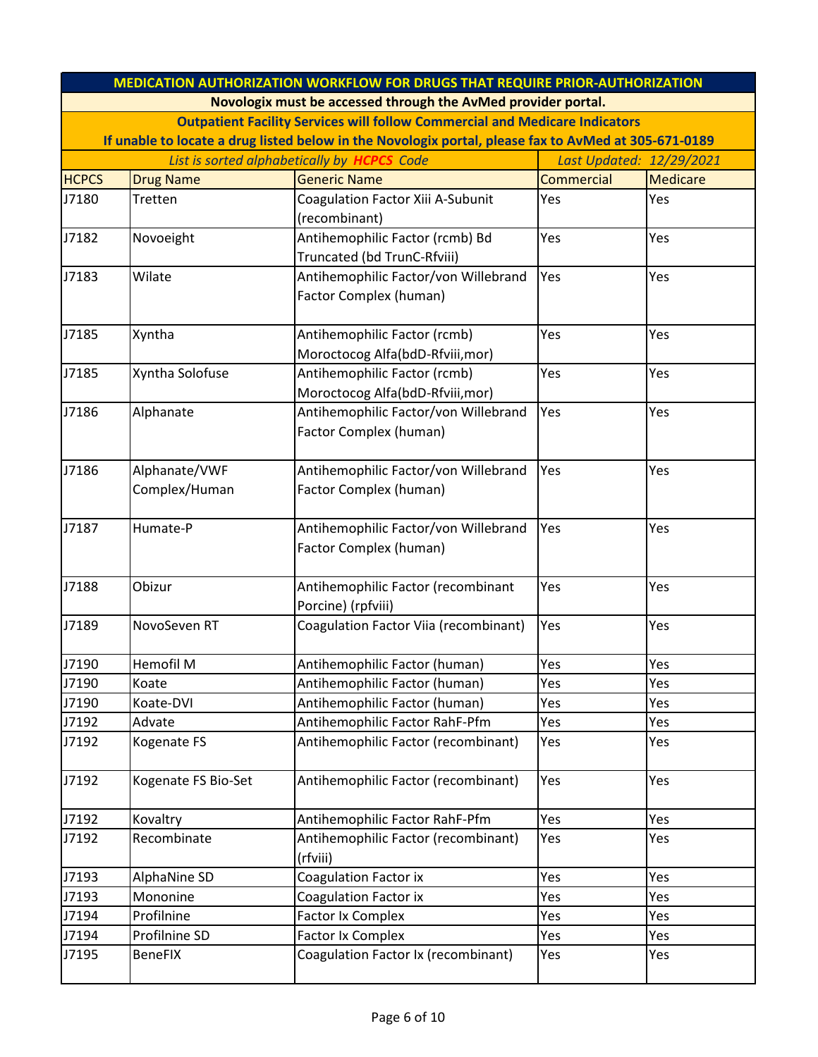| MEDICATION AUTHORIZATION WORKFLOW FOR DRUGS THAT REQUIRE PRIOR-AUTHORIZATION | | | | |
|---|---|---|---|---|
| Novologix must be accessed through the AvMed provider portal. | | | | |
| Outpatient Facility Services will follow Commercial and Medicare Indicators | | | | |
| If unable to locate a drug listed below in the Novologix portal, please fax to AvMed at 305-671-0189 | | | | |
| *List is sorted alphabetically by **HCPCS** Code* | | | *Last Updated: 12/29/2021* | |
| HCPCS | Drug Name | Generic Name | Commercial | Medicare |
| J7180 | Tretten | Coagulation Factor Xiii A-Subunit (recombinant) | Yes | Yes |
| J7182 | Novoeight | Antihemophilic Factor (rcmb) Bd Truncated (bd TrunC-Rfviii) | Yes | Yes |
| J7183 | Wilate | Antihemophilic Factor/von Willebrand Factor Complex (human) | Yes | Yes |
| J7185 | Xyntha | Antihemophilic Factor (rcmb) Moroctocog Alfa(bdD-Rfviii,mor) | Yes | Yes |
| J7185 | Xyntha Solofuse | Antihemophilic Factor (rcmb) Moroctocog Alfa(bdD-Rfviii,mor) | Yes | Yes |
| J7186 | Alphanate | Antihemophilic Factor/von Willebrand Factor Complex (human) | Yes | Yes |
| J7186 | Alphanate/VWF Complex/Human | Antihemophilic Factor/von Willebrand Factor Complex (human) | Yes | Yes |
| J7187 | Humate-P | Antihemophilic Factor/von Willebrand Factor Complex (human) | Yes | Yes |
| J7188 | Obizur | Antihemophilic Factor (recombinant Porcine) (rpfviii) | Yes | Yes |
| J7189 | NovoSeven RT | Coagulation Factor Viia (recombinant) | Yes | Yes |
| J7190 | Hemofil M | Antihemophilic Factor (human) | Yes | Yes |
| J7190 | Koate | Antihemophilic Factor (human) | Yes | Yes |
| J7190 | Koate-DVI | Antihemophilic Factor (human) | Yes | Yes |
| J7192 | Advate | Antihemophilic Factor RahF-Pfm | Yes | Yes |
| J7192 | Kogenate FS | Antihemophilic Factor (recombinant) | Yes | Yes |
| J7192 | Kogenate FS Bio-Set | Antihemophilic Factor (recombinant) | Yes | Yes |
| J7192 | Kovaltry | Antihemophilic Factor RahF-Pfm | Yes | Yes |
| J7192 | Recombinate | Antihemophilic Factor (recombinant) (rfviii) | Yes | Yes |
| J7193 | AlphaNine SD | Coagulation Factor ix | Yes | Yes |
| J7193 | Mononine | Coagulation Factor ix | Yes | Yes |
| J7194 | Profilnine | Factor Ix Complex | Yes | Yes |
| J7194 | Profilnine SD | Factor Ix Complex | Yes | Yes |
| J7195 | BeneFIX | Coagulation Factor Ix (recombinant) | Yes | Yes |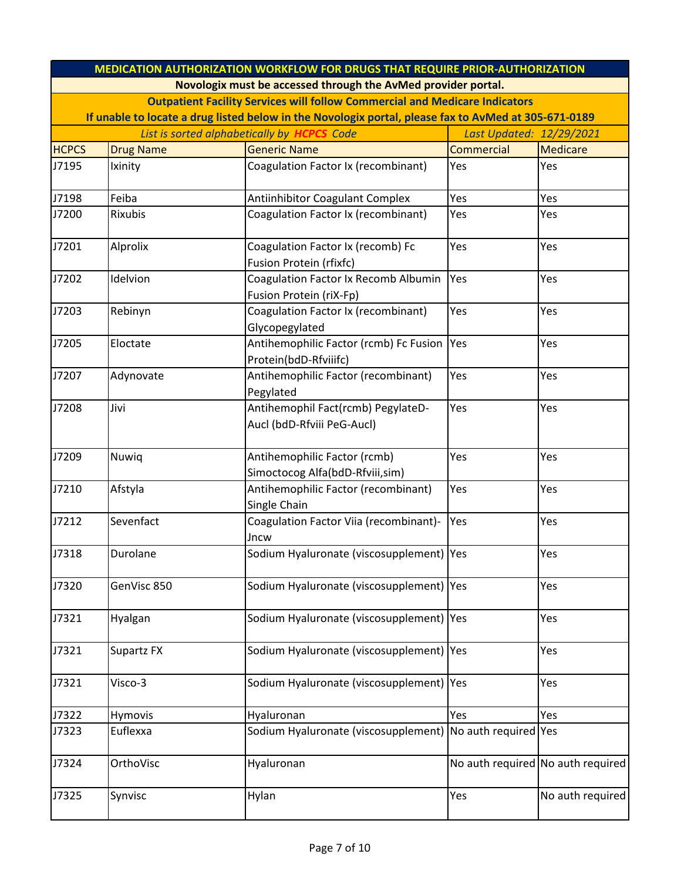| MEDICATION AUTHORIZATION WORKFLOW FOR DRUGS THAT REQUIRE PRIOR-AUTHORIZATION | | | | |
|---|---|---|---|---|
| Novologix must be accessed through the AvMed provider portal. | | | | |
| Outpatient Facility Services will follow Commercial and Medicare Indicators | | | | |
| If unable to locate a drug listed below in the Novologix portal, please fax to AvMed at 305-671-0189 | | | | |
| *List is sorted alphabetically by **HCPCS** Code* | | | *Last Updated: 12/29/2021* | |
| HCPCS | Drug Name | Generic Name | Commercial | Medicare |
| J7195 | Ixinity | Coagulation Factor Ix (recombinant) | Yes | Yes |
| J7198 | Feiba | Antiinhibitor Coagulant Complex | Yes | Yes |
| J7200 | Rixubis | Coagulation Factor Ix (recombinant) | Yes | Yes |
| J7201 | Alprolix | Coagulation Factor Ix (recomb) Fc Fusion Protein (rfixfc) | Yes | Yes |
| J7202 | Idelvion | Coagulation Factor Ix Recomb Albumin Fusion Protein (riX-Fp) | Yes | Yes |
| J7203 | Rebinyn | Coagulation Factor Ix (recombinant) Glycopegylated | Yes | Yes |
| J7205 | Eloctate | Antihemophilic Factor (rcmb) Fc Fusion Protein(bdD-Rfviiifc) | Yes | Yes |
| J7207 | Adynovate | Antihemophilic Factor (recombinant) Pegylated | Yes | Yes |
| J7208 | Jivi | Antihemophil Fact(rcmb) PegylateD-Aucl (bdD-Rfviii PeG-Aucl) | Yes | Yes |
| J7209 | Nuwiq | Antihemophilic Factor (rcmb) Simoctocog Alfa(bdD-Rfviii,sim) | Yes | Yes |
| J7210 | Afstyla | Antihemophilic Factor (recombinant) Single Chain | Yes | Yes |
| J7212 | Sevenfact | Coagulation Factor Viia (recombinant)-Jncw | Yes | Yes |
| J7318 | Durolane | Sodium Hyaluronate (viscosupplement) | Yes | Yes |
| J7320 | GenVisc 850 | Sodium Hyaluronate (viscosupplement) | Yes | Yes |
| J7321 | Hyalgan | Sodium Hyaluronate (viscosupplement) | Yes | Yes |
| J7321 | Supartz FX | Sodium Hyaluronate (viscosupplement) | Yes | Yes |
| J7321 | Visco-3 | Sodium Hyaluronate (viscosupplement) | Yes | Yes |
| J7322 | Hymovis | Hyaluronan | Yes | Yes |
| J7323 | Euflexxa | Sodium Hyaluronate (viscosupplement) | No auth required | Yes |
| J7324 | OrthoVisc | Hyaluronan | No auth required | No auth required |
| J7325 | Synvisc | Hylan | Yes | No auth required |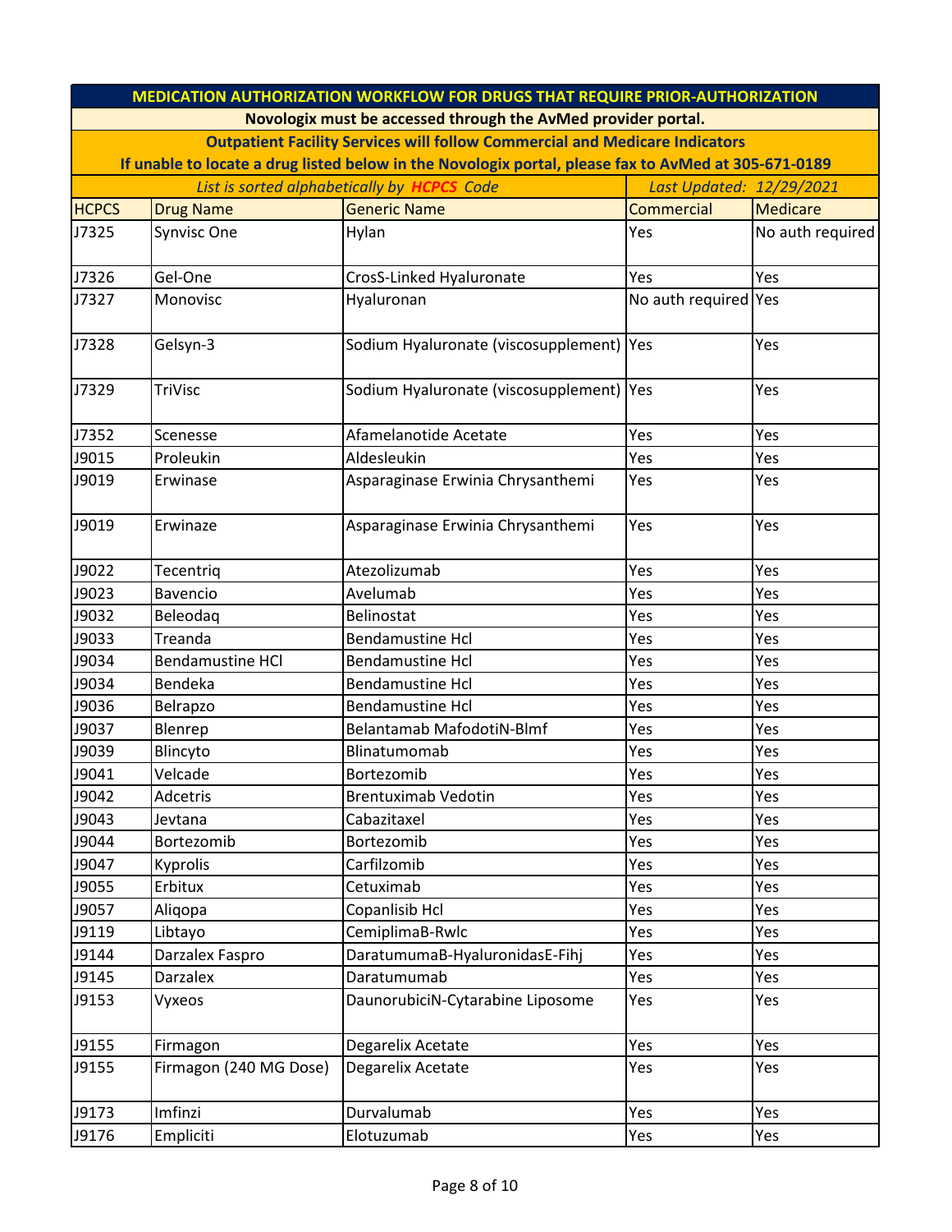| MEDICATION AUTHORIZATION WORKFLOW FOR DRUGS THAT REQUIRE PRIOR-AUTHORIZATION | | | | |
|---|---|---|---|---|
| **Novologix must be accessed through the AvMed provider portal.** | | | | |
| **Outpatient Facility Services will follow Commercial and Medicare Indicators** | | | | |
| **If unable to locate a drug listed below in the Novologix portal, please fax to AvMed at 305-671-0189** | | | | |
| *List is sorted alphabetically by **HCPCS** Code* | | | *Last Updated: 12/29/2021* | |
| HCPCS | Drug Name | Generic Name | Commercial | Medicare |
| J7325 | Synvisc One | Hylan | Yes | No auth required |
| J7326 | Gel-One | CrosS-Linked Hyaluronate | Yes | Yes |
| J7327 | Monovisc | Hyaluronan | No auth required | Yes |
| J7328 | Gelsyn-3 | Sodium Hyaluronate (viscosupplement) | Yes | Yes |
| J7329 | TriVisc | Sodium Hyaluronate (viscosupplement) | Yes | Yes |
| J7352 | Scenesse | Afamelanotide Acetate | Yes | Yes |
| J9015 | Proleukin | Aldesleukin | Yes | Yes |
| J9019 | Erwinase | Asparaginase Erwinia Chrysanthemi | Yes | Yes |
| J9019 | Erwinaze | Asparaginase Erwinia Chrysanthemi | Yes | Yes |
| J9022 | Tecentriq | Atezolizumab | Yes | Yes |
| J9023 | Bavencio | Avelumab | Yes | Yes |
| J9032 | Beleodaq | Belinostat | Yes | Yes |
| J9033 | Treanda | Bendamustine Hcl | Yes | Yes |
| J9034 | Bendamustine HCl | Bendamustine Hcl | Yes | Yes |
| J9034 | Bendeka | Bendamustine Hcl | Yes | Yes |
| J9036 | Belrapzo | Bendamustine Hcl | Yes | Yes |
| J9037 | Blenrep | Belantamab MafodotiN-Blmf | Yes | Yes |
| J9039 | Blincyto | Blinatumomab | Yes | Yes |
| J9041 | Velcade | Bortezomib | Yes | Yes |
| J9042 | Adcetris | Brentuximab Vedotin | Yes | Yes |
| J9043 | Jevtana | Cabazitaxel | Yes | Yes |
| J9044 | Bortezomib | Bortezomib | Yes | Yes |
| J9047 | Kyprolis | Carfilzomib | Yes | Yes |
| J9055 | Erbitux | Cetuximab | Yes | Yes |
| J9057 | Aliqopa | Copanlisib Hcl | Yes | Yes |
| J9119 | Libtayo | CemiplimaB-Rwlc | Yes | Yes |
| J9144 | Darzalex Faspro | DaratumumaB-HyaluronidasE-Fihj | Yes | Yes |
| J9145 | Darzalex | Daratumumab | Yes | Yes |
| J9153 | Vyxeos | DaunorubiciN-Cytarabine Liposome | Yes | Yes |
| J9155 | Firmagon | Degarelix Acetate | Yes | Yes |
| J9155 | Firmagon (240 MG Dose) | Degarelix Acetate | Yes | Yes |
| J9173 | Imfinzi | Durvalumab | Yes | Yes |
| J9176 | Empliciti | Elotuzumab | Yes | Yes |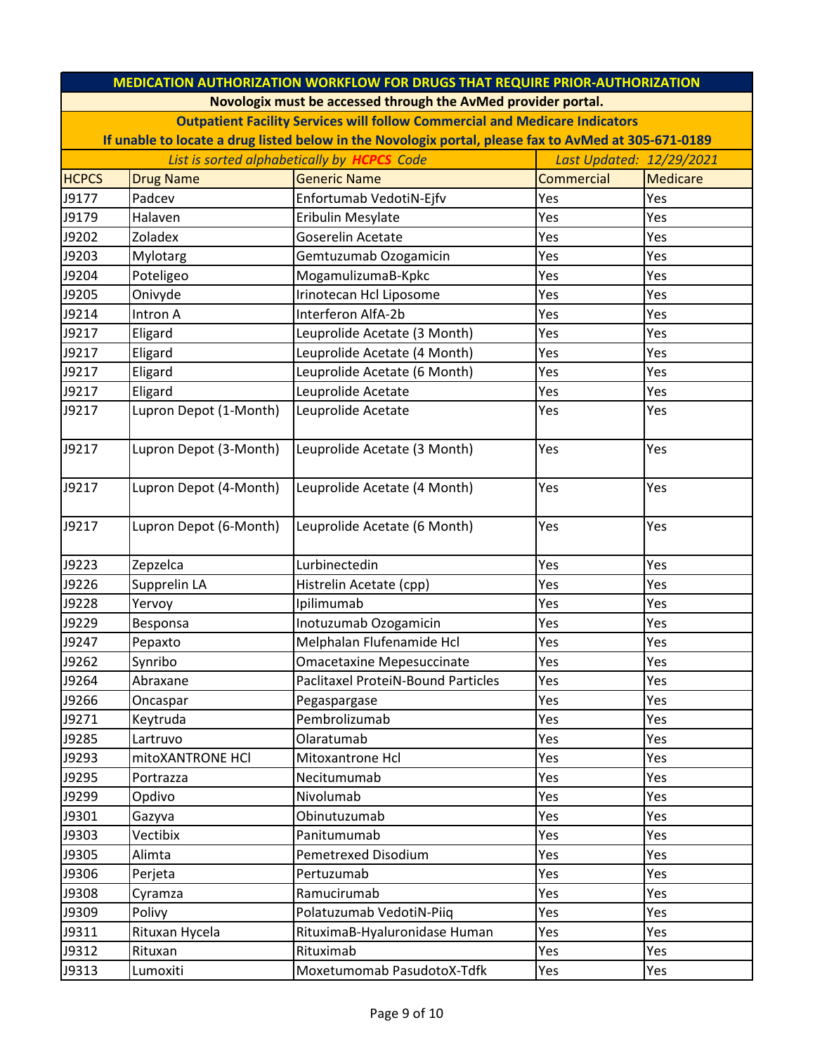**MEDICATION AUTHORIZATION WORKFLOW FOR DRUGS THAT REQUIRE PRIOR-AUTHORIZATION**

**Novologix must be accessed through the AvMed provider portal.**

**Outpatient Facility Services will follow Commercial and Medicare Indicators**

**If unable to locate a drug listed below in the Novologix portal, please fax to AvMed at 305-671-0189**

*List is sorted alphabetically by **HCPCS** Code* — *Last Updated: 12/29/2021*

| HCPCS | Drug Name | Generic Name | Commercial | Medicare |
|---|---|---|---|---|
| J9177 | Padcev | Enfortumab VedotiN-Ejfv | Yes | Yes |
| J9179 | Halaven | Eribulin Mesylate | Yes | Yes |
| J9202 | Zoladex | Goserelin Acetate | Yes | Yes |
| J9203 | Mylotarg | Gemtuzumab Ozogamicin | Yes | Yes |
| J9204 | Poteligeo | MogamulizumaB-Kpkc | Yes | Yes |
| J9205 | Onivyde | Irinotecan Hcl Liposome | Yes | Yes |
| J9214 | Intron A | Interferon AlfA-2b | Yes | Yes |
| J9217 | Eligard | Leuprolide Acetate (3 Month) | Yes | Yes |
| J9217 | Eligard | Leuprolide Acetate (4 Month) | Yes | Yes |
| J9217 | Eligard | Leuprolide Acetate (6 Month) | Yes | Yes |
| J9217 | Eligard | Leuprolide Acetate | Yes | Yes |
| J9217 | Lupron Depot (1-Month) | Leuprolide Acetate | Yes | Yes |
| J9217 | Lupron Depot (3-Month) | Leuprolide Acetate (3 Month) | Yes | Yes |
| J9217 | Lupron Depot (4-Month) | Leuprolide Acetate (4 Month) | Yes | Yes |
| J9217 | Lupron Depot (6-Month) | Leuprolide Acetate (6 Month) | Yes | Yes |
| J9223 | Zepzelca | Lurbinectedin | Yes | Yes |
| J9226 | Supprelin LA | Histrelin Acetate (cpp) | Yes | Yes |
| J9228 | Yervoy | Ipilimumab | Yes | Yes |
| J9229 | Besponsa | Inotuzumab Ozogamicin | Yes | Yes |
| J9247 | Pepaxto | Melphalan Flufenamide Hcl | Yes | Yes |
| J9262 | Synribo | Omacetaxine Mepesuccinate | Yes | Yes |
| J9264 | Abraxane | Paclitaxel ProteiN-Bound Particles | Yes | Yes |
| J9266 | Oncaspar | Pegaspargase | Yes | Yes |
| J9271 | Keytruda | Pembrolizumab | Yes | Yes |
| J9285 | Lartruvo | Olaratumab | Yes | Yes |
| J9293 | mitoXANTRONE HCl | Mitoxantrone Hcl | Yes | Yes |
| J9295 | Portrazza | Necitumumab | Yes | Yes |
| J9299 | Opdivo | Nivolumab | Yes | Yes |
| J9301 | Gazyva | Obinutuzumab | Yes | Yes |
| J9303 | Vectibix | Panitumumab | Yes | Yes |
| J9305 | Alimta | Pemetrexed Disodium | Yes | Yes |
| J9306 | Perjeta | Pertuzumab | Yes | Yes |
| J9308 | Cyramza | Ramucirumab | Yes | Yes |
| J9309 | Polivy | Polatuzumab VedotiN-Piiq | Yes | Yes |
| J9311 | Rituxan Hycela | RituximaB-Hyaluronidase Human | Yes | Yes |
| J9312 | Rituxan | Rituximab | Yes | Yes |
| J9313 | Lumoxiti | Moxetumomab PasudotoX-Tdfk | Yes | Yes |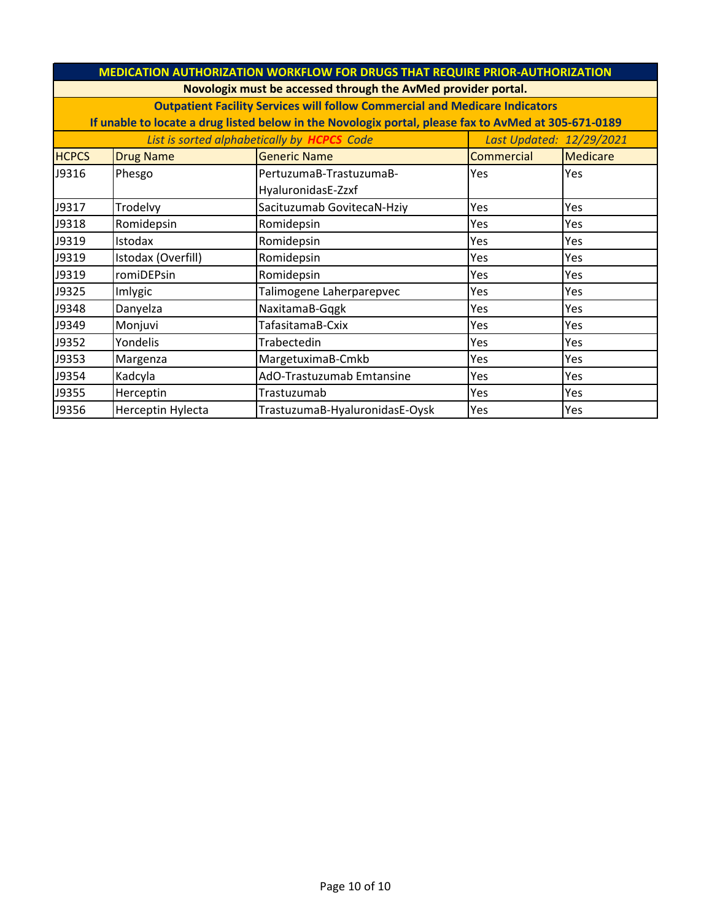| MEDICATION AUTHORIZATION WORKFLOW FOR DRUGS THAT REQUIRE PRIOR-AUTHORIZATION | | | | |
|---|---|---|---|---|
| Novologix must be accessed through the AvMed provider portal. | | | | |
| Outpatient Facility Services will follow Commercial and Medicare Indicators | | | | |
| If unable to locate a drug listed below in the Novologix portal, please fax to AvMed at 305-671-0189 | | | | |
| *List is sorted alphabetically by **HCPCS** Code* | | | *Last Updated: 12/29/2021* | |
| HCPCS | Drug Name | Generic Name | Commercial | Medicare |
| J9316 | Phesgo | PertuzumaB-TrastuzumaB-HyaluronidasE-Zzxf | Yes | Yes |
| J9317 | Trodelvy | Sacituzumab GovitecaN-Hziy | Yes | Yes |
| J9318 | Romidepsin | Romidepsin | Yes | Yes |
| J9319 | Istodax | Romidepsin | Yes | Yes |
| J9319 | Istodax (Overfill) | Romidepsin | Yes | Yes |
| J9319 | romiDEPsin | Romidepsin | Yes | Yes |
| J9325 | Imlygic | Talimogene Laherparepvec | Yes | Yes |
| J9348 | Danyelza | NaxitamaB-Gqgk | Yes | Yes |
| J9349 | Monjuvi | TafasitamaB-Cxix | Yes | Yes |
| J9352 | Yondelis | Trabectedin | Yes | Yes |
| J9353 | Margenza | MargetuximaB-Cmkb | Yes | Yes |
| J9354 | Kadcyla | AdO-Trastuzumab Emtansine | Yes | Yes |
| J9355 | Herceptin | Trastuzumab | Yes | Yes |
| J9356 | Herceptin Hylecta | TrastuzumaB-HyaluronidasE-Oysk | Yes | Yes |